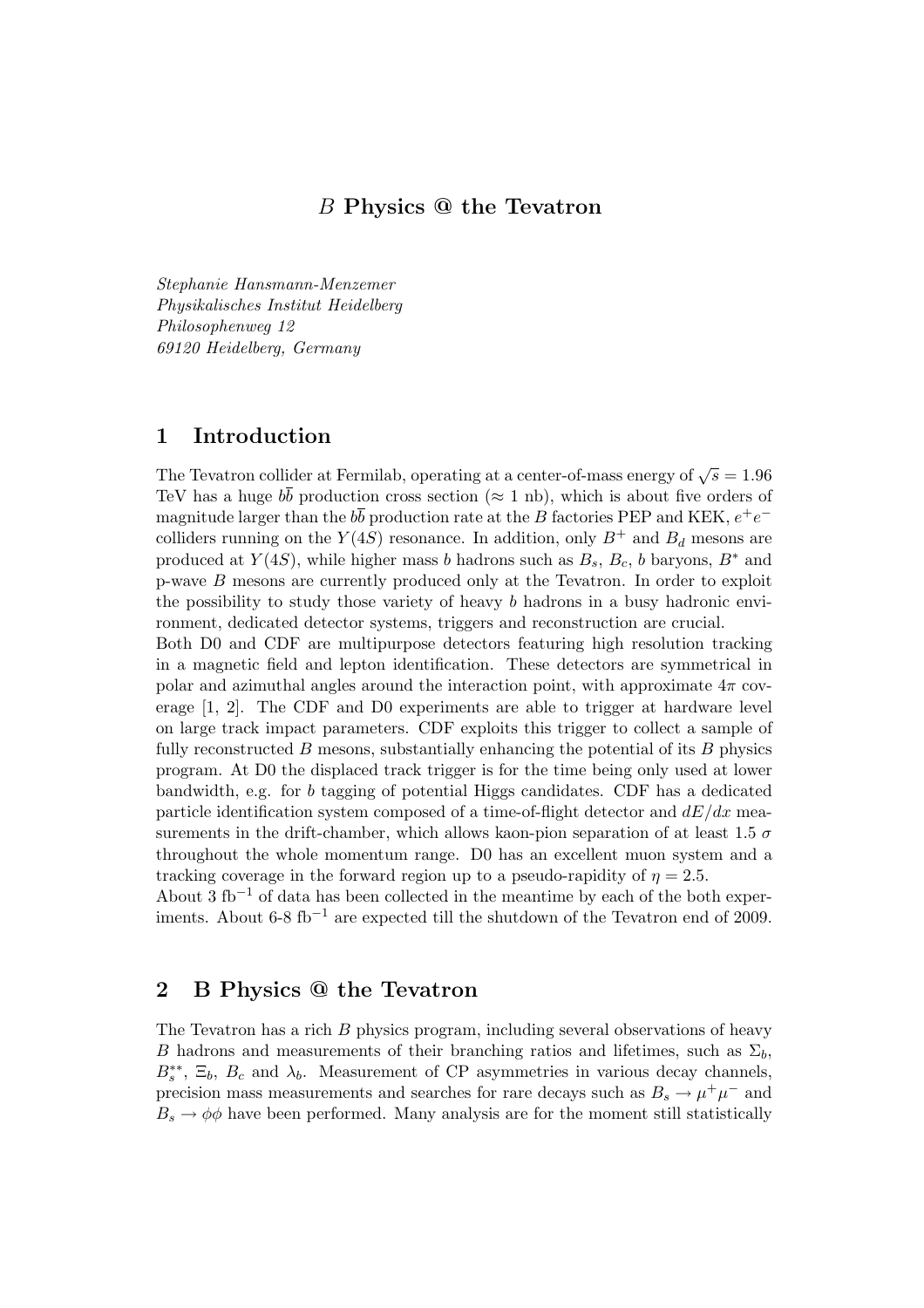# $B$ Physics @ the Tevatron

*Stephanie Hansmann-Menzemer*
*Physikalisches Institut Heidelberg*
*Philosophenweg 12*
*69120 Heidelberg, Germany*

## 1 Introduction

The Tevatron collider at Fermilab, operating at a center-of-mass energy of $\sqrt{s} = 1.96$ TeV has a huge $b\bar{b}$ production cross section ($\approx 1$ nb), which is about five orders of magnitude larger than the $b\bar{b}$ production rate at the $B$ factories PEP and KEK, $e^+e^-$ colliders running on the $Y(4S)$ resonance. In addition, only $B^+$ and $B_d$ mesons are produced at $Y(4S)$, while higher mass $b$ hadrons such as $B_s$, $B_c$, $b$ baryons, $B^*$ and p-wave $B$ mesons are currently produced only at the Tevatron. In order to exploit the possibility to study those variety of heavy $b$ hadrons in a busy hadronic environment, dedicated detector systems, triggers and reconstruction are crucial.
Both D0 and CDF are multipurpose detectors featuring high resolution tracking in a magnetic field and lepton identification. These detectors are symmetrical in polar and azimuthal angles around the interaction point, with approximate $4\pi$ coverage [1, 2]. The CDF and D0 experiments are able to trigger at hardware level on large track impact parameters. CDF exploits this trigger to collect a sample of fully reconstructed $B$ mesons, substantially enhancing the potential of its $B$ physics program. At D0 the displaced track trigger is for the time being only used at lower bandwidth, e.g. for $b$ tagging of potential Higgs candidates. CDF has a dedicated particle identification system composed of a time-of-flight detector and $dE/dx$ measurements in the drift-chamber, which allows kaon-pion separation of at least 1.5 $\sigma$ throughout the whole momentum range. D0 has an excellent muon system and a tracking coverage in the forward region up to a pseudo-rapidity of $\eta = 2.5$.
About 3 fb$^{-1}$ of data has been collected in the meantime by each of the both experiments. About 6-8 fb$^{-1}$ are expected till the shutdown of the Tevatron end of 2009.

## 2 B Physics @ the Tevatron

The Tevatron has a rich $B$ physics program, including several observations of heavy $B$ hadrons and measurements of their branching ratios and lifetimes, such as $\Sigma_b$, $B_s^{**}$, $\Xi_b$, $B_c$ and $\lambda_b$. Measurement of CP asymmetries in various decay channels, precision mass measurements and searches for rare decays such as $B_s \to \mu^+\mu^-$ and $B_s \to \phi\phi$ have been performed. Many analysis are for the moment still statistically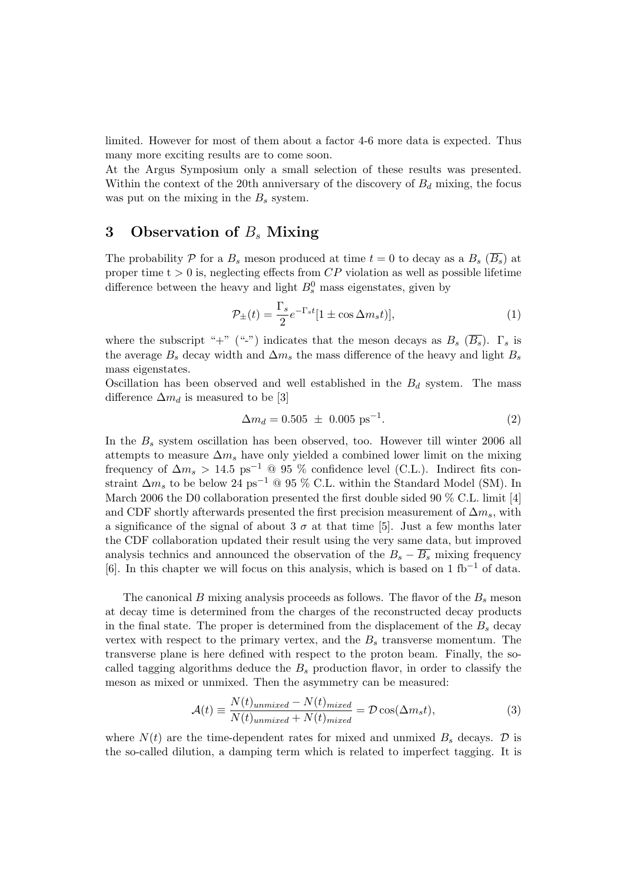limited. However for most of them about a factor 4-6 more data is expected. Thus many more exciting results are to come soon.
At the Argus Symposium only a small selection of these results was presented. Within the context of the 20th anniversary of the discovery of $B_d$ mixing, the focus was put on the mixing in the $B_s$ system.

## 3 Observation of $B_s$ Mixing

The probability $\mathcal{P}$ for a $B_s$ meson produced at time $t = 0$ to decay as a $B_s$ ($\overline{B_s}$) at proper time t > 0 is, neglecting effects from $CP$ violation as well as possible lifetime difference between the heavy and light $B_s^0$ mass eigenstates, given by

$$\mathcal{P}_{\pm}(t) = \frac{\Gamma_s}{2} e^{-\Gamma_s t}[1 \pm \cos \Delta m_s t)], \tag{1}$$

where the subscript "+" ("-") indicates that the meson decays as $B_s$ ($\overline{B_s}$). $\Gamma_s$ is the average $B_s$ decay width and $\Delta m_s$ the mass difference of the heavy and light $B_s$ mass eigenstates.
Oscillation has been observed and well established in the $B_d$ system. The mass difference $\Delta m_d$ is measured to be [3]

$$\Delta m_d = 0.505 \ \pm \ 0.005 \text{ ps}^{-1}. \tag{2}$$

In the $B_s$ system oscillation has been observed, too. However till winter 2006 all attempts to measure $\Delta m_s$ have only yielded a combined lower limit on the mixing frequency of $\Delta m_s > 14.5$ ps$^{-1}$ @ 95 % confidence level (C.L.). Indirect fits constraint $\Delta m_s$ to be below 24 ps$^{-1}$ @ 95 % C.L. within the Standard Model (SM). In March 2006 the D0 collaboration presented the first double sided 90 % C.L. limit [4] and CDF shortly afterwards presented the first precision measurement of $\Delta m_s$, with a significance of the signal of about 3 $\sigma$ at that time [5]. Just a few months later the CDF collaboration updated their result using the very same data, but improved analysis technics and announced the observation of the $B_s - \overline{B_s}$ mixing frequency [6]. In this chapter we will focus on this analysis, which is based on 1 fb$^{-1}$ of data.

The canonical $B$ mixing analysis proceeds as follows. The flavor of the $B_s$ meson at decay time is determined from the charges of the reconstructed decay products in the final state. The proper is determined from the displacement of the $B_s$ decay vertex with respect to the primary vertex, and the $B_s$ transverse momentum. The transverse plane is here defined with respect to the proton beam. Finally, the so-called tagging algorithms deduce the $B_s$ production flavor, in order to classify the meson as mixed or unmixed. Then the asymmetry can be measured:

$$\mathcal{A}(t) \equiv \frac{N(t)_{unmixed} - N(t)_{mixed}}{N(t)_{unmixed} + N(t)_{mixed}} = \mathcal{D} \cos(\Delta m_s t), \tag{3}$$

where $N(t)$ are the time-dependent rates for mixed and unmixed $B_s$ decays. $\mathcal{D}$ is the so-called dilution, a damping term which is related to imperfect tagging. It is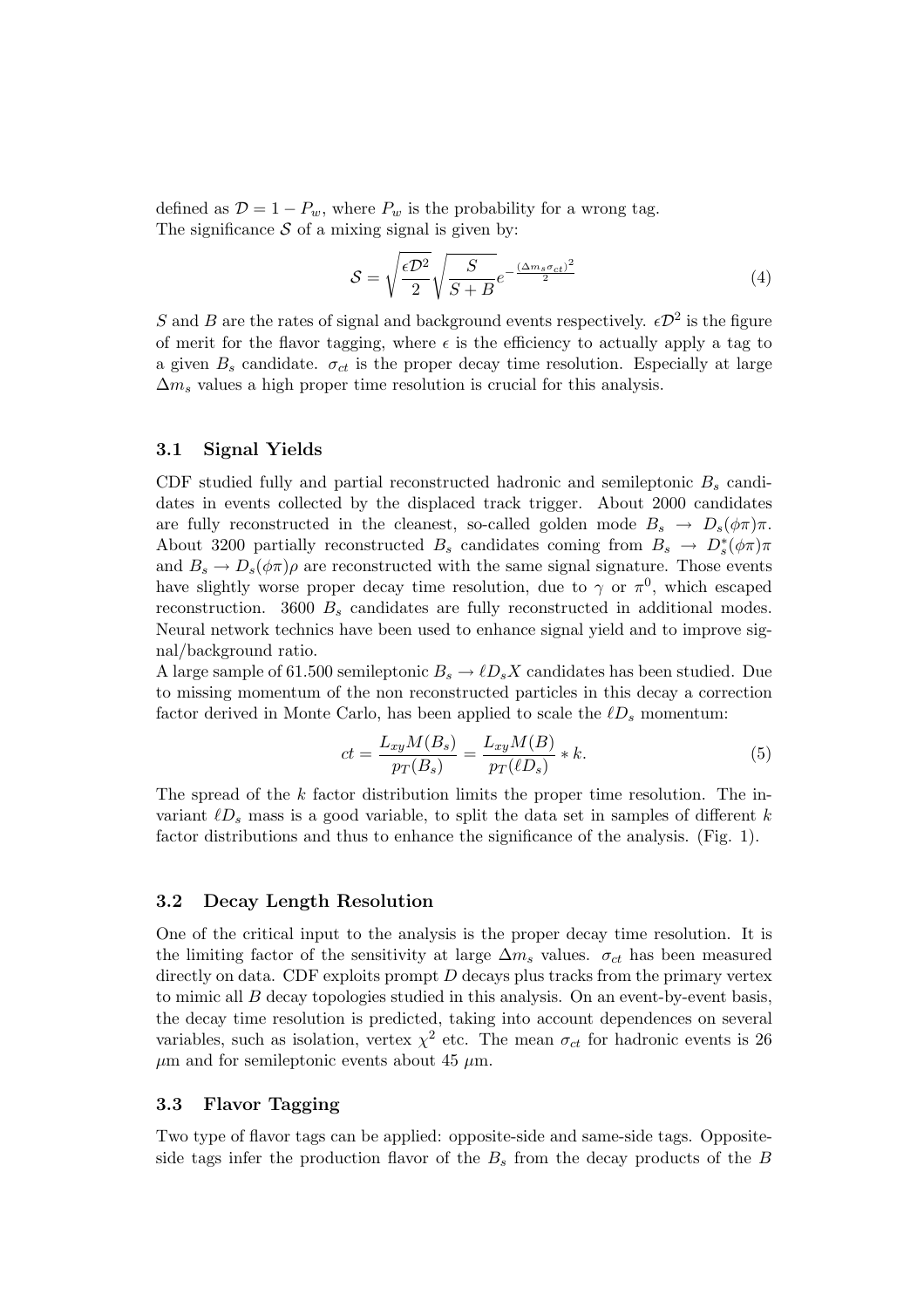defined as $\mathcal{D} = 1 - P_w$, where $P_w$ is the probability for a wrong tag.
The significance $\mathcal{S}$ of a mixing signal is given by:

$$\mathcal{S} = \sqrt{\frac{\epsilon \mathcal{D}^2}{2}} \sqrt{\frac{S}{S+B}} e^{-\frac{(\Delta m_s \sigma_{ct})^2}{2}} \tag{4}$$

$S$ and $B$ are the rates of signal and background events respectively. $\epsilon \mathcal{D}^2$ is the figure of merit for the flavor tagging, where $\epsilon$ is the efficiency to actually apply a tag to a given $B_s$ candidate. $\sigma_{ct}$ is the proper decay time resolution. Especially at large $\Delta m_s$ values a high proper time resolution is crucial for this analysis.

### 3.1 Signal Yields

CDF studied fully and partial reconstructed hadronic and semileptonic $B_s$ candidates in events collected by the displaced track trigger. About 2000 candidates are fully reconstructed in the cleanest, so-called golden mode $B_s \to D_s(\phi\pi)\pi$. About 3200 partially reconstructed $B_s$ candidates coming from $B_s \to D_s^*(\phi\pi)\pi$ and $B_s \to D_s(\phi\pi)\rho$ are reconstructed with the same signal signature. Those events have slightly worse proper decay time resolution, due to $\gamma$ or $\pi^0$, which escaped reconstruction. 3600 $B_s$ candidates are fully reconstructed in additional modes. Neural network technics have been used to enhance signal yield and to improve signal/background ratio.
A large sample of 61.500 semileptonic $B_s \to \ell D_s X$ candidates has been studied. Due to missing momentum of the non reconstructed particles in this decay a correction factor derived in Monte Carlo, has been applied to scale the $\ell D_s$ momentum:

$$ct = \frac{L_{xy} M(B_s)}{p_T(B_s)} = \frac{L_{xy} M(B)}{p_T(\ell D_s)} * k. \tag{5}$$

The spread of the $k$ factor distribution limits the proper time resolution. The invariant $\ell D_s$ mass is a good variable, to split the data set in samples of different $k$ factor distributions and thus to enhance the significance of the analysis. (Fig. 1).

### 3.2 Decay Length Resolution

One of the critical input to the analysis is the proper decay time resolution. It is the limiting factor of the sensitivity at large $\Delta m_s$ values. $\sigma_{ct}$ has been measured directly on data. CDF exploits prompt $D$ decays plus tracks from the primary vertex to mimic all $B$ decay topologies studied in this analysis. On an event-by-event basis, the decay time resolution is predicted, taking into account dependences on several variables, such as isolation, vertex $\chi^2$ etc. The mean $\sigma_{ct}$ for hadronic events is 26 $\mu$m and for semileptonic events about 45 $\mu$m.

### 3.3 Flavor Tagging

Two type of flavor tags can be applied: opposite-side and same-side tags. Opposite-side tags infer the production flavor of the $B_s$ from the decay products of the $B$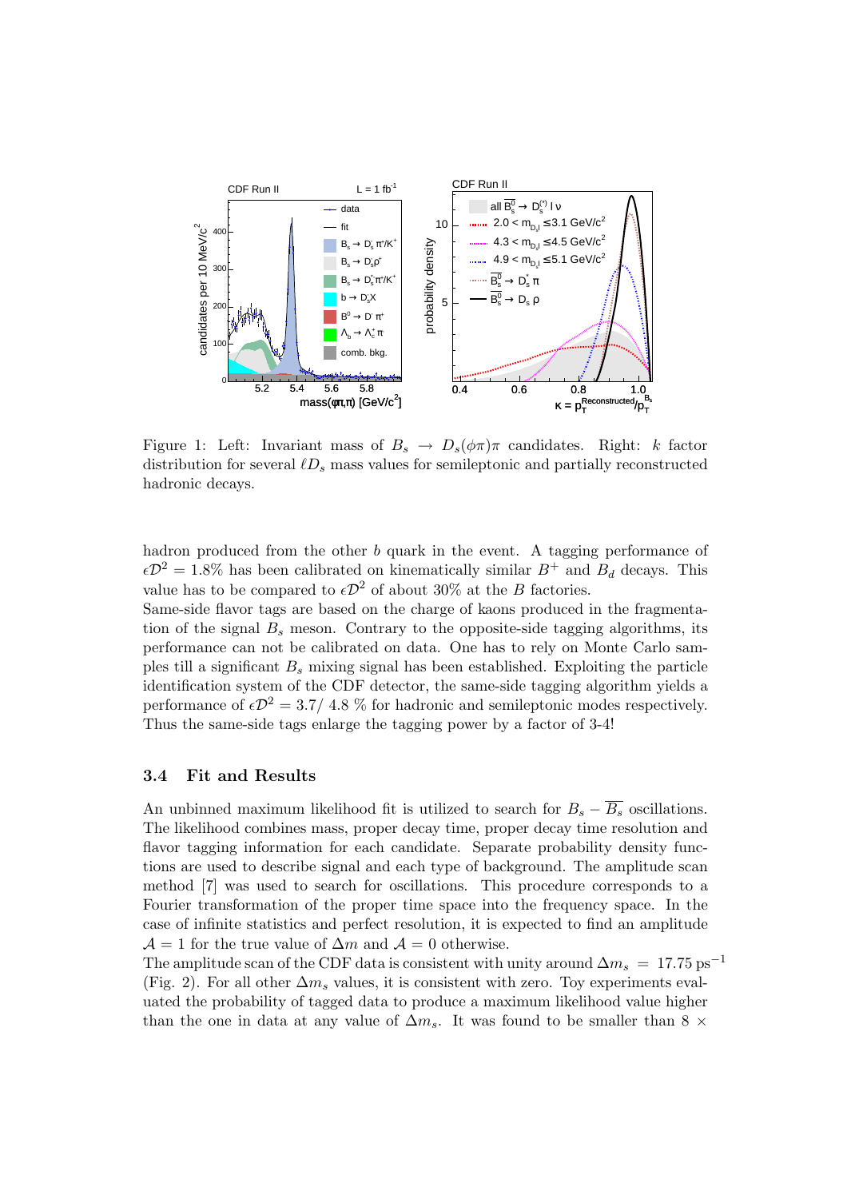Figure 1: Left: Invariant mass of $B_s \rightarrow D_s(\phi\pi)\pi$ candidates. Right: $k$ factor distribution for several $\ell D_s$ mass values for semileptonic and partially reconstructed hadronic decays.

hadron produced from the other $b$ quark in the event. A tagging performance of $\epsilon\mathcal{D}^2 = 1.8\%$ has been calibrated on kinematically similar $B^+$ and $B_d$ decays. This value has to be compared to $\epsilon\mathcal{D}^2$ of about 30% at the $B$ factories.
Same-side flavor tags are based on the charge of kaons produced in the fragmentation of the signal $B_s$ meson. Contrary to the opposite-side tagging algorithms, its performance can not be calibrated on data. One has to rely on Monte Carlo samples till a significant $B_s$ mixing signal has been established. Exploiting the particle identification system of the CDF detector, the same-side tagging algorithm yields a performance of $\epsilon\mathcal{D}^2 = 3.7/\ 4.8$ % for hadronic and semileptonic modes respectively. Thus the same-side tags enlarge the tagging power by a factor of 3-4!

### 3.4 Fit and Results

An unbinned maximum likelihood fit is utilized to search for $B_s - \overline{B_s}$ oscillations. The likelihood combines mass, proper decay time, proper decay time resolution and flavor tagging information for each candidate. Separate probability density functions are used to describe signal and each type of background. The amplitude scan method [7] was used to search for oscillations. This procedure corresponds to a Fourier transformation of the proper time space into the frequency space. In the case of infinite statistics and perfect resolution, it is expected to find an amplitude $\mathcal{A} = 1$ for the true value of $\Delta m$ and $\mathcal{A} = 0$ otherwise.
The amplitude scan of the CDF data is consistent with unity around $\Delta m_s = 17.75\ \text{ps}^{-1}$ (Fig. 2). For all other $\Delta m_s$ values, it is consistent with zero. Toy experiments evaluated the probability of tagged data to produce a maximum likelihood value higher than the one in data at any value of $\Delta m_s$. It was found to be smaller than $8\ \times$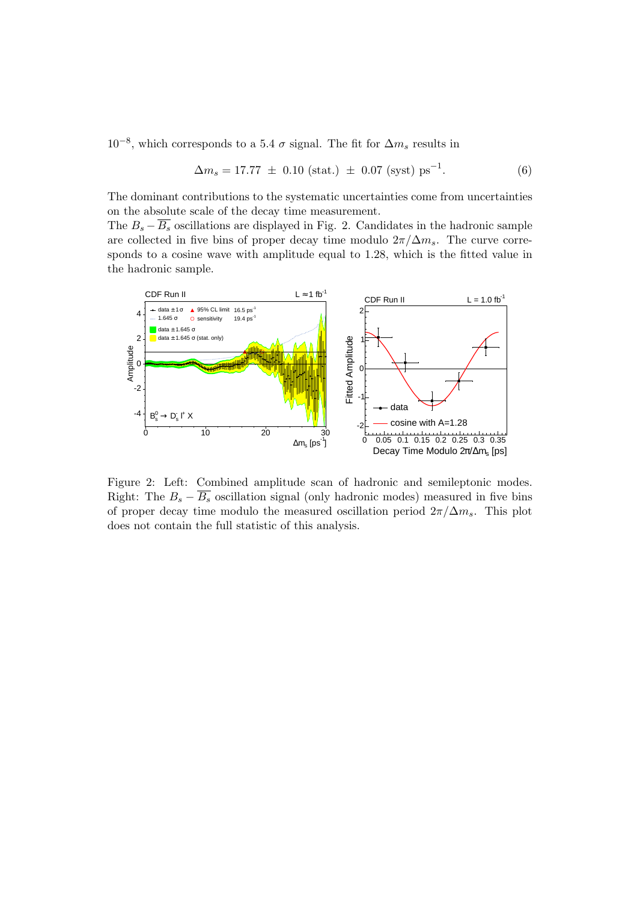$10^{-8}$, which corresponds to a 5.4 $\sigma$ signal. The fit for $\Delta m_s$ results in

$$\Delta m_s = 17.77 \ \pm \ 0.10 \text{ (stat.)} \ \pm \ 0.07 \text{ (syst) ps}^{-1}. \tag{6}$$

The dominant contributions to the systematic uncertainties come from uncertainties on the absolute scale of the decay time measurement.

The $B_s - \overline{B_s}$ oscillations are displayed in Fig. 2. Candidates in the hadronic sample are collected in five bins of proper decay time modulo $2\pi/\Delta m_s$. The curve corresponds to a cosine wave with amplitude equal to 1.28, which is the fitted value in the hadronic sample.

Figure 2: Left: Combined amplitude scan of hadronic and semileptonic modes. Right: The $B_s - \overline{B_s}$ oscillation signal (only hadronic modes) measured in five bins of proper decay time modulo the measured oscillation period $2\pi/\Delta m_s$. This plot does not contain the full statistic of this analysis.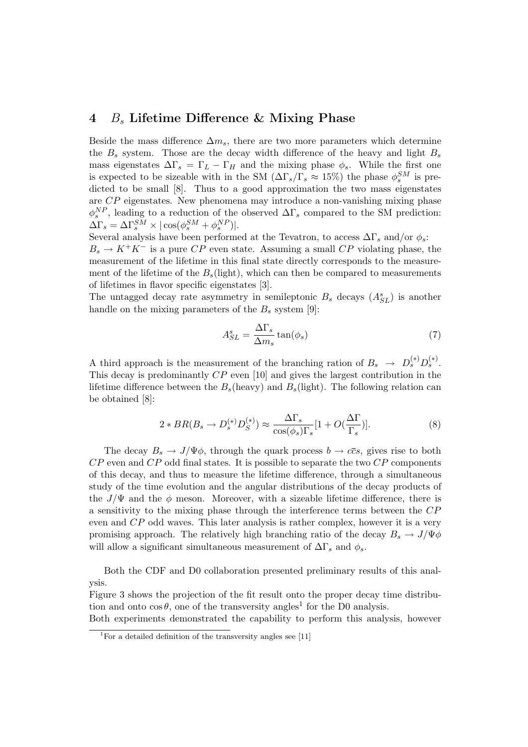## 4 $B_s$ Lifetime Difference & Mixing Phase

Beside the mass difference $\Delta m_s$, there are two more parameters which determine the $B_s$ system. Those are the decay width difference of the heavy and light $B_s$ mass eigenstates $\Delta\Gamma_s = \Gamma_L - \Gamma_H$ and the mixing phase $\phi_s$. While the first one is expected to be sizeable with in the SM ($\Delta\Gamma_s/\Gamma_s \approx 15\%$) the phase $\phi_s^{SM}$ is predicted to be small [8]. Thus to a good approximation the two mass eigenstates are $CP$ eigenstates. New phenomena may introduce a non-vanishing mixing phase $\phi_s^{NP}$, leading to a reduction of the observed $\Delta\Gamma_s$ compared to the SM prediction: $\Delta\Gamma_s = \Delta\Gamma_s^{SM} \times |\cos(\phi_s^{SM} + \phi_s^{NP})|$.

Several analysis have been performed at the Tevatron, to access $\Delta\Gamma_s$ and/or $\phi_s$:

$B_s \to K^+K^-$ is a pure $CP$ even state. Assuming a small $CP$ violating phase, the measurement of the lifetime in this final state directly corresponds to the measurement of the lifetime of the $B_s$(light), which can then be compared to measurements of lifetimes in flavor specific eigenstates [3].

The untagged decay rate asymmetry in semileptonic $B_s$ decays ($A_{SL}^s$) is another handle on the mixing parameters of the $B_s$ system [9]:

$$A_{SL}^s = \frac{\Delta\Gamma_s}{\Delta m_s}\tan(\phi_s) \tag{7}$$

A third approach is the measurement of the branching ration of $B_s \to D_s^{(*)}D_s^{(*)}$. This decay is predominantly $CP$ even [10] and gives the largest contribution in the lifetime difference between the $B_s$(heavy) and $B_s$(light). The following relation can be obtained [8]:

$$2 * BR(B_s \to D_s^{(*)}D_S^{(*)}) \approx \frac{\Delta\Gamma_s}{\cos(\phi_s)\Gamma_s}[1 + O(\frac{\Delta\Gamma}{\Gamma_s})]. \tag{8}$$

The decay $B_s \to J/\Psi\phi$, through the quark process $b \to c\bar{c}s$, gives rise to both $CP$ even and $CP$ odd final states. It is possible to separate the two $CP$ components of this decay, and thus to measure the lifetime difference, through a simultaneous study of the time evolution and the angular distributions of the decay products of the $J/\Psi$ and the $\phi$ meson. Moreover, with a sizeable lifetime difference, there is a sensitivity to the mixing phase through the interference terms between the $CP$ even and $CP$ odd waves. This later analysis is rather complex, however it is a very promising approach. The relatively high branching ratio of the decay $B_s \to J/\Psi\phi$ will allow a significant simultaneous measurement of $\Delta\Gamma_s$ and $\phi_s$.

Both the CDF and D0 collaboration presented preliminary results of this analysis.

Figure 3 shows the projection of the fit result onto the proper decay time distribution and onto $\cos\theta$, one of the transversity angles[1] for the D0 analysis.

Both experiments demonstrated the capability to perform this analysis, however

[1] For a detailed definition of the transversity angles see [11]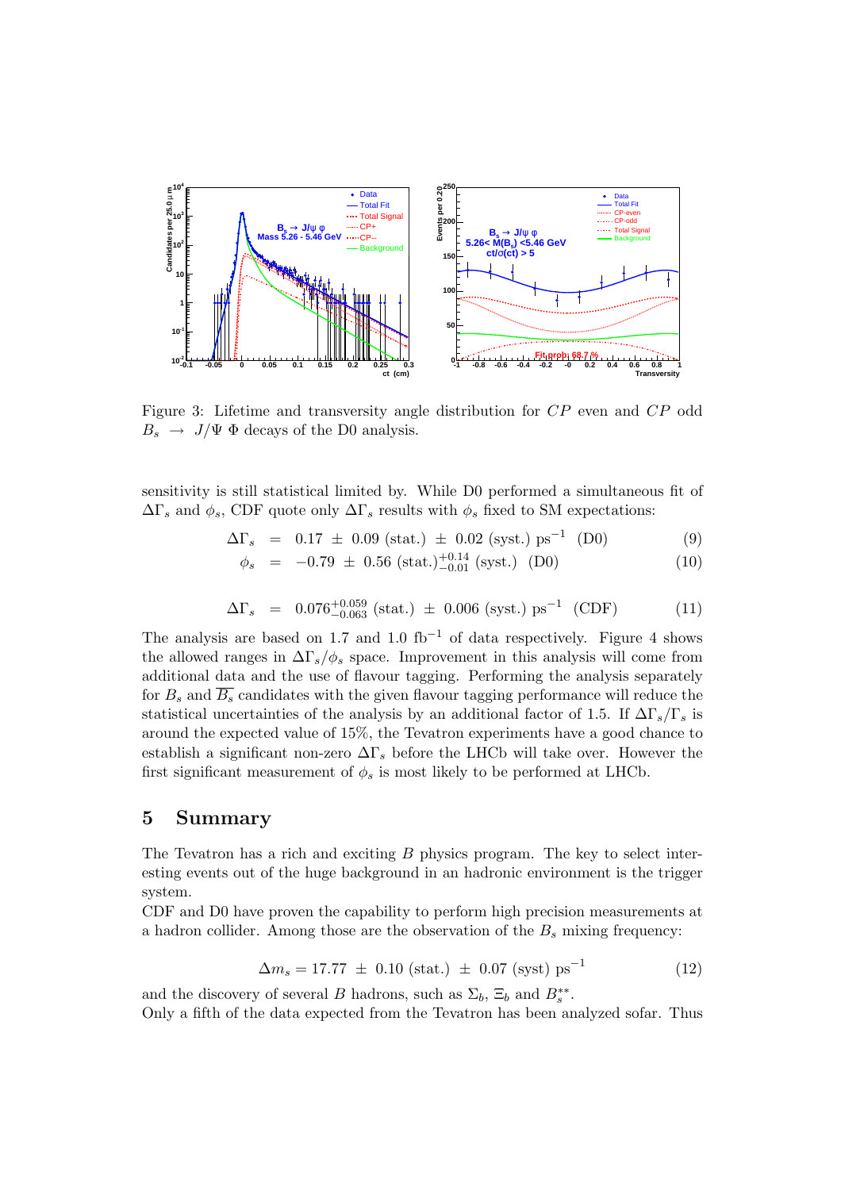Figure 3: Lifetime and transversity angle distribution for $CP$ even and $CP$ odd $B_s \rightarrow J/\Psi\ \Phi$ decays of the D0 analysis.

sensitivity is still statistical limited by. While D0 performed a simultaneous fit of $\Delta\Gamma_s$ and $\phi_s$, CDF quote only $\Delta\Gamma_s$ results with $\phi_s$ fixed to SM expectations:

$$\Delta\Gamma_s = 0.17 \pm 0.09 \text{ (stat.)} \pm 0.02 \text{ (syst.) ps}^{-1} \text{ (D0)} \tag{9}$$

$$\phi_s = -0.79 \pm 0.56 \text{ (stat.)}^{+0.14}_{-0.01} \text{ (syst.) (D0)} \tag{10}$$

$$\Delta\Gamma_s = 0.076^{+0.059}_{-0.063} \text{ (stat.)} \pm 0.006 \text{ (syst.) ps}^{-1} \text{ (CDF)} \tag{11}$$

The analysis are based on 1.7 and 1.0 $\text{fb}^{-1}$ of data respectively. Figure 4 shows the allowed ranges in $\Delta\Gamma_s/\phi_s$ space. Improvement in this analysis will come from additional data and the use of flavour tagging. Performing the analysis separately for $B_s$ and $\overline{B_s}$ candidates with the given flavour tagging performance will reduce the statistical uncertainties of the analysis by an additional factor of 1.5. If $\Delta\Gamma_s/\Gamma_s$ is around the expected value of 15%, the Tevatron experiments have a good chance to establish a significant non-zero $\Delta\Gamma_s$ before the LHCb will take over. However the first significant measurement of $\phi_s$ is most likely to be performed at LHCb.

## 5 Summary

The Tevatron has a rich and exciting $B$ physics program. The key to select interesting events out of the huge background in an hadronic environment is the trigger system.

CDF and D0 have proven the capability to perform high precision measurements at a hadron collider. Among those are the observation of the $B_s$ mixing frequency:

$$\Delta m_s = 17.77 \pm 0.10 \text{ (stat.)} \pm 0.07 \text{ (syst) ps}^{-1} \tag{12}$$

and the discovery of several $B$ hadrons, such as $\Sigma_b$, $\Xi_b$ and $B_s^{**}$.

Only a fifth of the data expected from the Tevatron has been analyzed sofar. Thus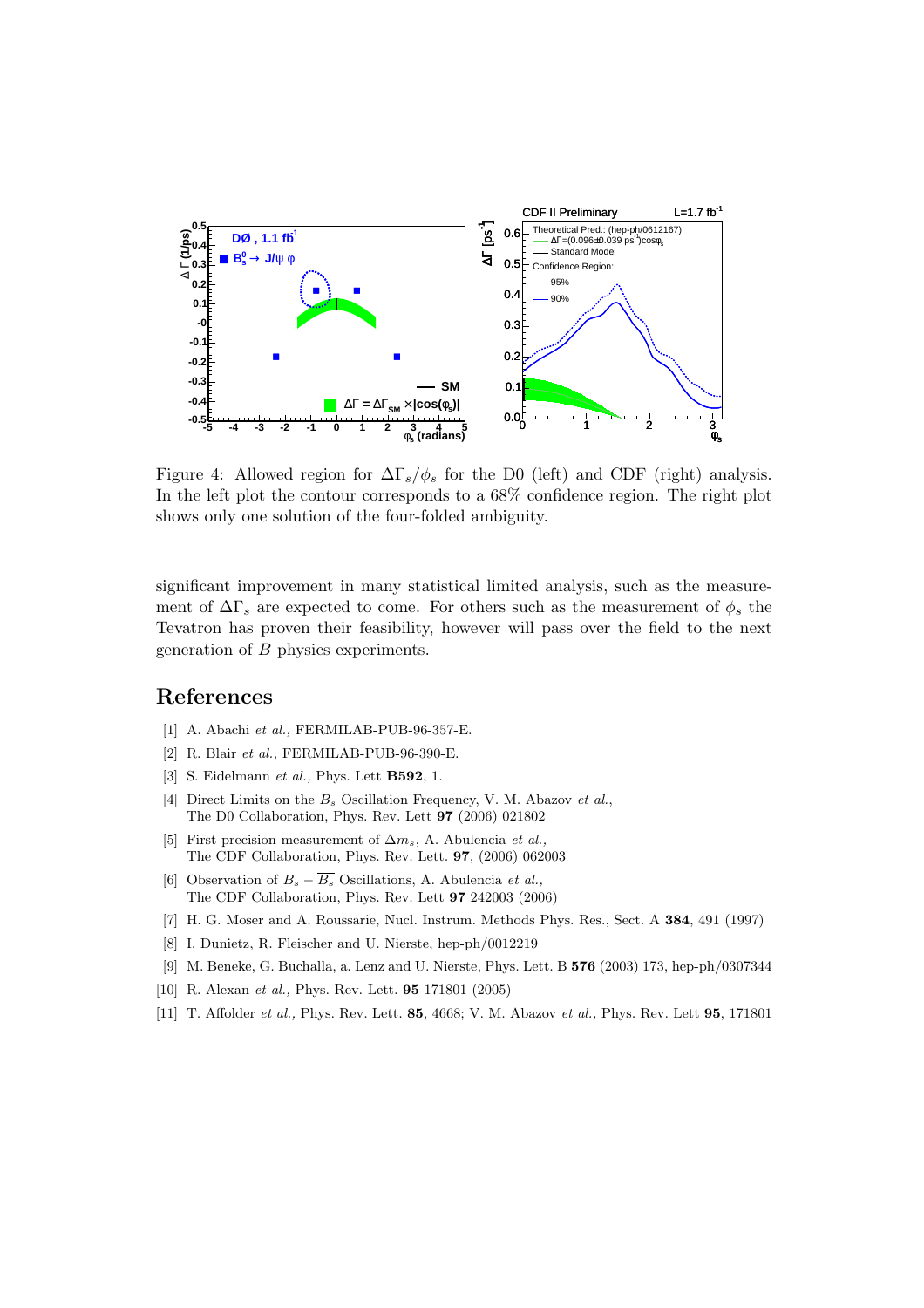DØ , 1.1 fb$^{-1}$

$B_s^0 \rightarrow J/\psi\ \varphi$

$\Delta\Gamma$ (1/ps)

SM

$\Delta\Gamma = \Delta\Gamma_{SM} \times |\cos(\varphi_s)|$

$\varphi_s$ (radians)

CDF II Preliminary L=1.7 fb$^{-1}$

$\Delta\Gamma$ [ps$^{-1}$]

Theoretical Pred.: (hep-ph/0612167)

$\Delta\Gamma$=(0.096±0.039 ps$^{-1}$)cos$\varphi_s$

Standard Model

Confidence Region:

95%

90%

$\varphi_s$

Figure 4: Allowed region for $\Delta\Gamma_s/\phi_s$ for the D0 (left) and CDF (right) analysis. In the left plot the contour corresponds to a 68% confidence region. The right plot shows only one solution of the four-folded ambiguity.

significant improvement in many statistical limited analysis, such as the measurement of $\Delta\Gamma_s$ are expected to come. For others such as the measurement of $\phi_s$ the Tevatron has proven their feasibility, however will pass over the field to the next generation of $B$ physics experiments.

# References

[1] A. Abachi *et al.,* FERMILAB-PUB-96-357-E.

[2] R. Blair *et al.,* FERMILAB-PUB-96-390-E.

[3] S. Eidelmann *et al.,* Phys. Lett **B592**, 1.

[4] Direct Limits on the $B_s$ Oscillation Frequency, V. M. Abazov *et al.*, The D0 Collaboration, Phys. Rev. Lett **97** (2006) 021802

[5] First precision measurement of $\Delta m_s$, A. Abulencia *et al.,* The CDF Collaboration, Phys. Rev. Lett. **97**, (2006) 062003

[6] Observation of $B_s - \overline{B_s}$ Oscillations, A. Abulencia *et al.,* The CDF Collaboration, Phys. Rev. Lett **97** 242003 (2006)

[7] H. G. Moser and A. Roussarie, Nucl. Instrum. Methods Phys. Res., Sect. A **384**, 491 (1997)

[8] I. Dunietz, R. Fleischer and U. Nierste, hep-ph/0012219

[9] M. Beneke, G. Buchalla, a. Lenz and U. Nierste, Phys. Lett. B **576** (2003) 173, hep-ph/0307344

[10] R. Alexan *et al.,* Phys. Rev. Lett. **95** 171801 (2005)

[11] T. Affolder *et al.,* Phys. Rev. Lett. **85**, 4668; V. M. Abazov *et al.,* Phys. Rev. Lett **95**, 171801